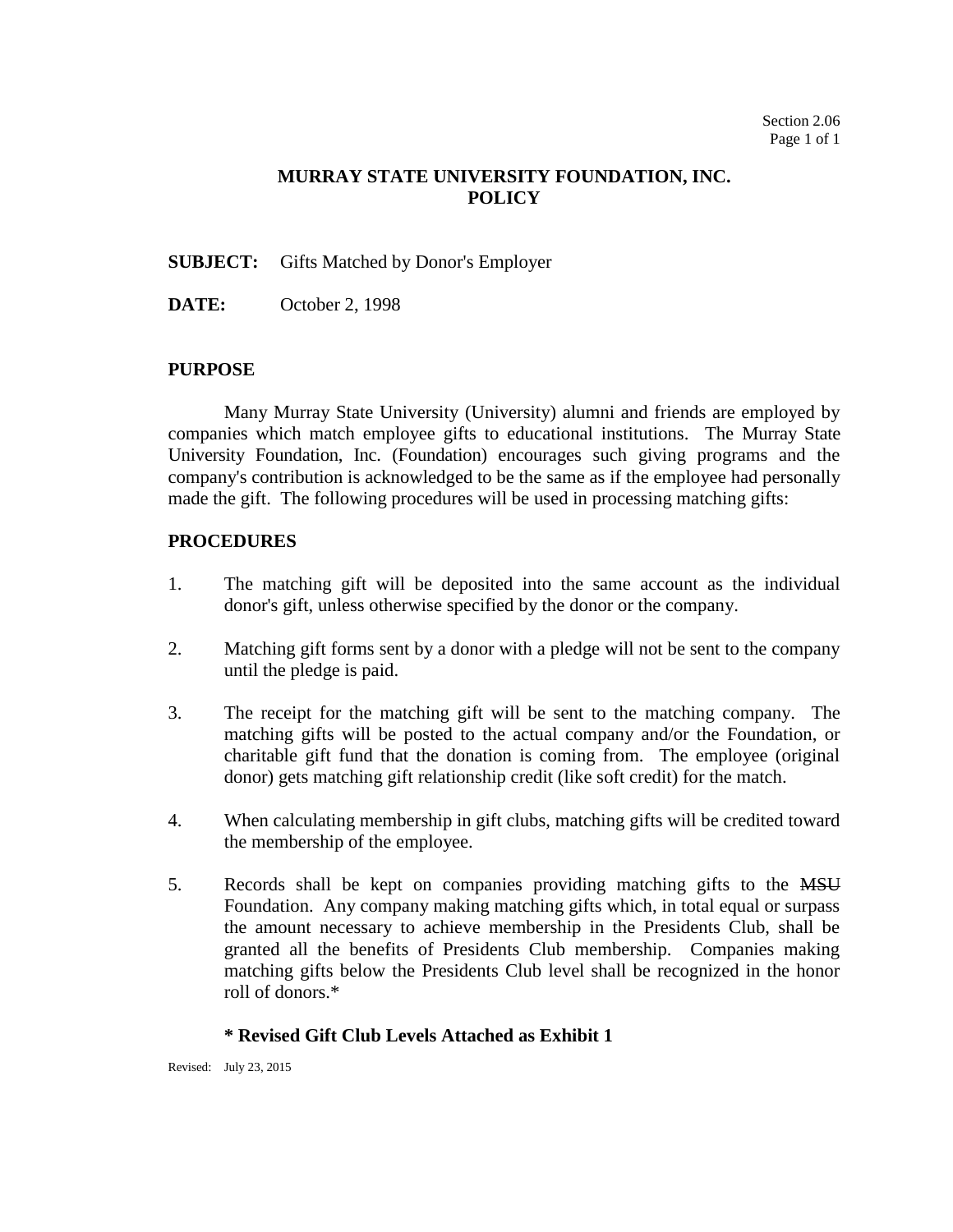Section 2.06

# MURRAY STATE UNIVERSITY FOUNDATION, INC.
# POLICY

**SUBJECT:** Gifts Matched by Donor's Employer

**DATE:** October 2, 1998

## PURPOSE

Many Murray State University (University) alumni and friends are employed by companies which match employee gifts to educational institutions. The Murray State University Foundation, Inc. (Foundation) encourages such giving programs and the company's contribution is acknowledged to be the same as if the employee had personally made the gift. The following procedures will be used in processing matching gifts:

## PROCEDURES

1. The matching gift will be deposited into the same account as the individual donor's gift, unless otherwise specified by the donor or the company.

2. Matching gift forms sent by a donor with a pledge will not be sent to the company until the pledge is paid.

3. The receipt for the matching gift will be sent to the matching company. The matching gifts will be posted to the actual company and/or the Foundation, or charitable gift fund that the donation is coming from. The employee (original donor) gets matching gift relationship credit (like soft credit) for the match.

4. When calculating membership in gift clubs, matching gifts will be credited toward the membership of the employee.

5. Records shall be kept on companies providing matching gifts to the ~~MSU~~ Foundation. Any company making matching gifts which, in total equal or surpass the amount necessary to achieve membership in the Presidents Club, shall be granted all the benefits of Presidents Club membership. Companies making matching gifts below the Presidents Club level shall be recognized in the honor roll of donors.*

**\* Revised Gift Club Levels Attached as Exhibit 1**

Revised: July 23, 2015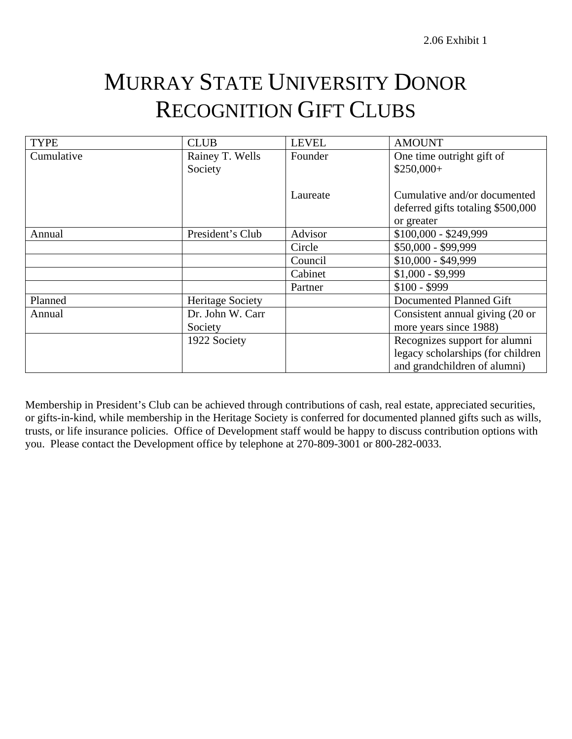2.06 Exhibit 1

# MURRAY STATE UNIVERSITY DONOR RECOGNITION GIFT CLUBS

| TYPE | CLUB | LEVEL | AMOUNT |
|---|---|---|---|
| Cumulative | Rainey T. Wells Society | Founder<br><br>Laureate | One time outright gift of $250,000+<br><br>Cumulative and/or documented deferred gifts totaling $500,000 or greater |
| Annual | President's Club | Advisor | $100,000 - $249,999 |
| | | Circle | $50,000 - $99,999 |
| | | Council | $10,000 - $49,999 |
| | | Cabinet | $1,000 - $9,999 |
| | | Partner | $100 - $999 |
| Planned | Heritage Society | | Documented Planned Gift |
| Annual | Dr. John W. Carr Society | | Consistent annual giving (20 or more years since 1988) |
| | 1922 Society | | Recognizes support for alumni legacy scholarships (for children and grandchildren of alumni) |

Membership in President's Club can be achieved through contributions of cash, real estate, appreciated securities, or gifts-in-kind, while membership in the Heritage Society is conferred for documented planned gifts such as wills, trusts, or life insurance policies. Office of Development staff would be happy to discuss contribution options with you. Please contact the Development office by telephone at 270-809-3001 or 800-282-0033.